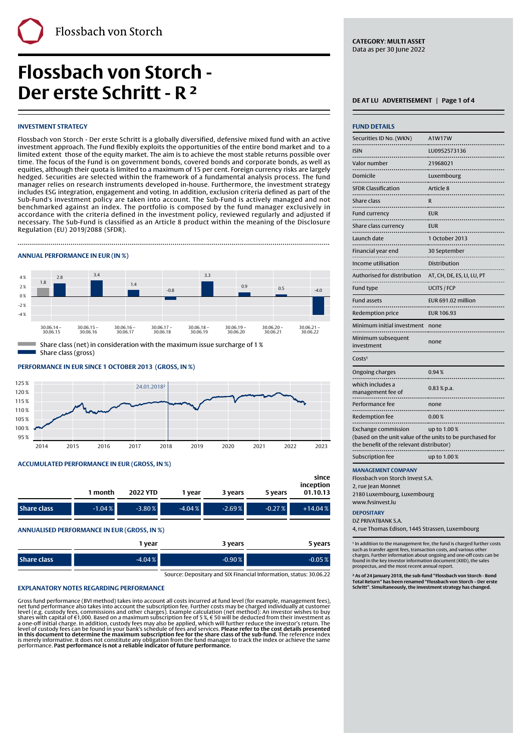Flossbach von Storch

# Flossbach von Storch - Der erste Schritt - R ²

**CATEGORY: MULTI ASSET**
Data as per 30 June 2022

DE AT LU ADVERTISEMENT

## INVESTMENT STRATEGY

Flossbach von Storch - Der erste Schritt is a globally diversified, defensive mixed fund with an active investment approach. The Fund flexibly exploits the opportunities of the entire bond market and to a limited extent those of the equity market. The aim is to achieve the most stable returns possible over time. The focus of the Fund is on government bonds, covered bonds and corporate bonds, as well as equities, although their quota is limited to a maximum of 15 per cent. Foreign currency risks are largely hedged. Securities are selected within the framework of a fundamental analysis process. The fund manager relies on research instruments developed in-house. Furthermore, the investment strategy includes ESG integration, engagement and voting. In addition, exclusion criteria defined as part of the Sub-Fund's investment policy are taken into account. The Sub-Fund is actively managed and not benchmarked against an index. The portfolio is composed by the fund manager exclusively in accordance with the criteria defined in the investment policy, reviewed regularly and adjusted if necessary. The Sub-Fund is classified as an Article 8 product within the meaning of the Disclosure Regulation (EU) 2019/2088 (SFDR).

## ANNUAL PERFORMANCE IN EUR (IN %)

| Period | Share class (net) | Share class (gross) |
|---|---|---|
| 30.06.14 – 30.06.15 | 1.8 | 2.8 |
| 30.06.15 – 30.06.16 | | 3.4 |
| 30.06.16 – 30.06.17 | | 1.4 |
| 30.06.17 – 30.06.18 | | -0.8 |
| 30.06.18 – 30.06.19 | | 3.3 |
| 30.06.19 – 30.06.20 | | 0.9 |
| 30.06.20 – 30.06.21 | | 0.5 |
| 30.06.21 – 30.06.22 | | -4.0 |

Share class (net) in consideration with the maximum issue surcharge of 1 %
Share class (gross)

## PERFORMANCE IN EUR SINCE 1 OCTOBER 2013 (GROSS, IN %)

24.01.2018²

## ACCUMULATED PERFORMANCE IN EUR (GROSS, IN %)

| | 1 month | 2022 YTD | 1 year | 3 years | 5 years | since inception 01.10.13 |
|---|---|---|---|---|---|---|
| Share class | -1.04 % | -3.80 % | -4.04 % | -2.69 % | -0.27 % | +14.04 % |

## ANNUALISED PERFORMANCE IN EUR (GROSS, IN %)

| | 1 year | 3 years | 5 years |
|---|---|---|---|
| Share class | -4.04 % | -0.90 % | -0.05 % |

Source: Depositary and SIX Financial Information, status: 30.06.22

## EXPLANATORY NOTES REGARDING PERFORMANCE

Gross fund performance (BVI method) takes into account all costs incurred at fund level (for example, management fees), net fund performance also takes into account the subscription fee. Further costs may be charged individually at customer level (e.g. custody fees, commissions and other charges). Example calculation (net method): An investor wishes to buy shares with capital of €1,000. Based on a maximum subscription fee of 5 %, € 50 will be deducted from their investment as a one-off initial charge. In addition, custody fees may also be applied, which will further reduce the investor's return. The level of custody fees can be found in your bank's schedule of fees and services. **Please refer to the cost details presented in this document to determine the maximum subscription fee for the share class of the sub-fund.** The reference index is merely informative. It does not constitute any obligation from the fund manager to track the index or achieve the same performance. **Past performance is not a reliable indicator of future performance.**

## FUND DETAILS

| | |
|---|---|
| Securities ID No. (WKN) | A1W17W |
| ISIN | LU0952573136 |
| Valor number | 21968021 |
| Domicile | Luxembourg |
| SFDR Classification | Article 8 |
| Share class | R |
| Fund currency | EUR |
| Share class currency | EUR |
| Launch date | 1 October 2013 |
| Financial year end | 30 September |
| Income utilisation | Distribution |
| Authorised for distribution | AT, CH, DE, ES, LI, LU, PT |
| Fund type | UCITS / FCP |
| Fund assets | EUR 691.02 million |
| Redemption price | EUR 106.93 |
| Minimum initial investment | none |
| Minimum subsequent investment | none |

Costs¹

| | |
|---|---|
| Ongoing charges | 0.94 % |
| which includes a management fee of | 0.83 % p.a. |
| Performance fee | none |
| Redemption fee | 0.00 % |
| Exchange commission | up to 1.00 % |
| (based on the unit value of the units to be purchased for the benefit of the relevant distributor) | |
| Subscription fee | up to 1.00 % |

**MANAGEMENT COMPANY**
Flossbach von Storch Invest S.A.
2, rue Jean Monnet
2180 Luxembourg, Luxembourg
www.fvsinvest.lu

**DEPOSITARY**
DZ PRIVATBANK S.A.
4, rue Thomas Edison, 1445 Strassen, Luxembourg

¹ In addition to the management fee, the fund is charged further costs such as transfer agent fees, transaction costs, and various other charges. Further information about ongoing and one-off costs can be found in the key investor information document (KIID), the sales prospectus, and the most recent annual report.

**² As of 24 January 2018, the sub-fund "Flossbach von Storch - Bond Total Return" has been renamed "Flossbach von Storch – Der erste Schritt". Simultaneously, the investment strategy has changed.**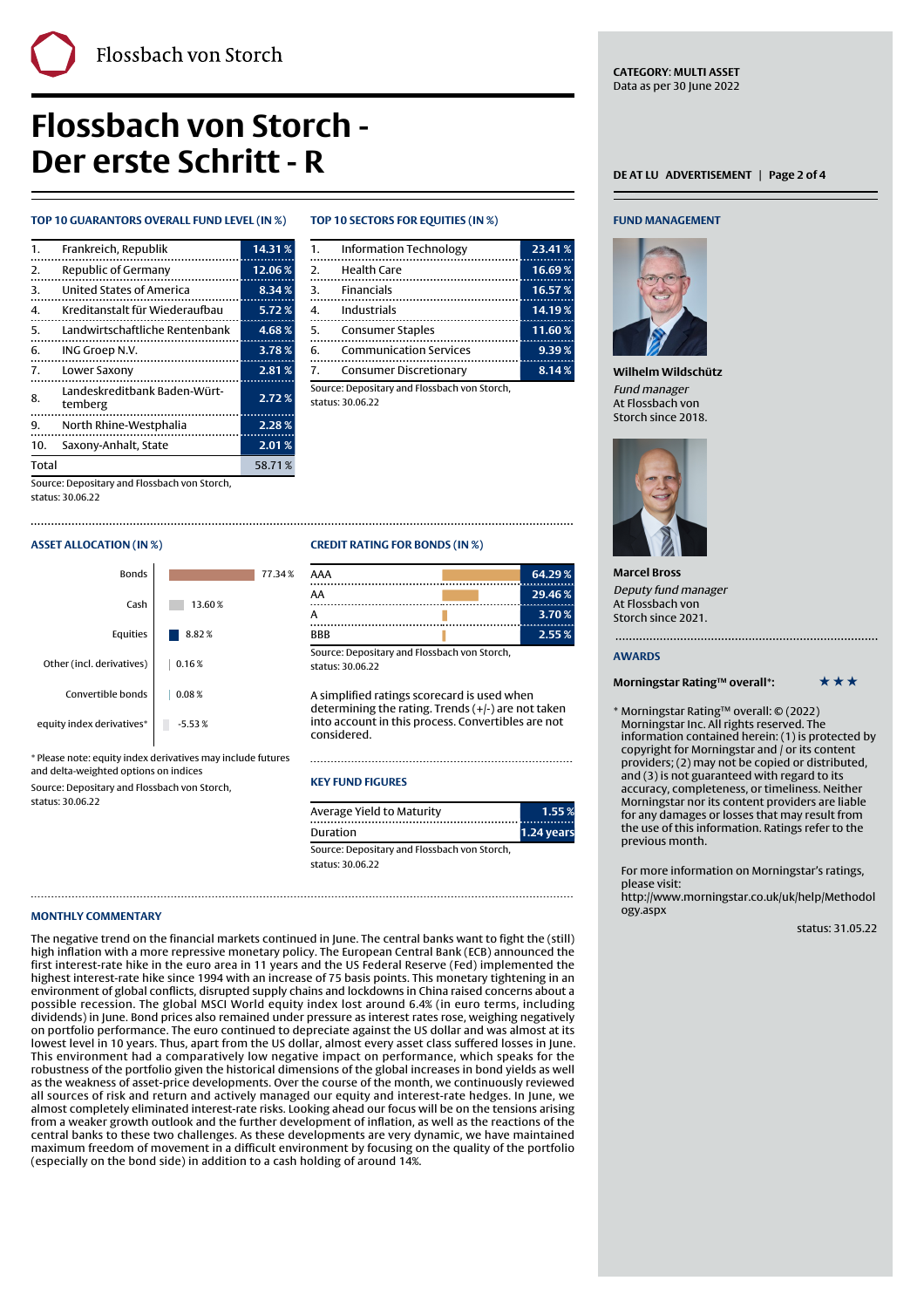# Flossbach von Storch - Der erste Schritt - R

**CATEGORY: MULTI ASSET**
Data as per 30 June 2022

DE AT LU ADVERTISEMENT

## TOP 10 GUARANTORS OVERALL FUND LEVEL (IN %)

| | | |
|---|---|---|
| 1. | Frankreich, Republik | 14.31 % |
| 2. | Republic of Germany | 12.06 % |
| 3. | United States of America | 8.34 % |
| 4. | Kreditanstalt für Wiederaufbau | 5.72 % |
| 5. | Landwirtschaftliche Rentenbank | 4.68 % |
| 6. | ING Groep N.V. | 3.78 % |
| 7. | Lower Saxony | 2.81 % |
| 8. | Landeskreditbank Baden-Württemberg | 2.72 % |
| 9. | North Rhine-Westphalia | 2.28 % |
| 10. | Saxony-Anhalt, State | 2.01 % |
| Total | | 58.71 % |

Source: Depositary and Flossbach von Storch, status: 30.06.22

## TOP 10 SECTORS FOR EQUITIES (IN %)

| | | |
|---|---|---|
| 1. | Information Technology | 23.41 % |
| 2. | Health Care | 16.69 % |
| 3. | Financials | 16.57 % |
| 4. | Industrials | 14.19 % |
| 5. | Consumer Staples | 11.60 % |
| 6. | Communication Services | 9.39 % |
| 7. | Consumer Discretionary | 8.14 % |

Source: Depositary and Flossbach von Storch, status: 30.06.22

## ASSET ALLOCATION (IN %)

| | |
|---|---|
| Bonds | 77.34 % |
| Cash | 13.60 % |
| Equities | 8.82 % |
| Other (incl. derivatives) | 0.16 % |
| Convertible bonds | 0.08 % |
| equity index derivatives* | -5.53 % |

* Please note: equity index derivatives may include futures and delta-weighted options on indices

Source: Depositary and Flossbach von Storch, status: 30.06.22

## CREDIT RATING FOR BONDS (IN %)

| | |
|---|---|
| AAA | 64.29 % |
| AA | 29.46 % |
| A | 3.70 % |
| BBB | 2.55 % |

Source: Depositary and Flossbach von Storch, status: 30.06.22

A simplified ratings scorecard is used when determining the rating. Trends (+/-) are not taken into account in this process. Convertibles are not considered.

## KEY FUND FIGURES

| | |
|---|---|
| Average Yield to Maturity | 1.55 % |
| Duration | 1.24 years |

Source: Depositary and Flossbach von Storch, status: 30.06.22

## MONTHLY COMMENTARY

The negative trend on the financial markets continued in June. The central banks want to fight the (still) high inflation with a more repressive monetary policy. The European Central Bank (ECB) announced the first interest-rate hike in the euro area in 11 years and the US Federal Reserve (Fed) implemented the highest interest-rate hike since 1994 with an increase of 75 basis points. This monetary tightening in an environment of global conflicts, disrupted supply chains and lockdowns in China raised concerns about a possible recession. The global MSCI World equity index lost around 6.4% (in euro terms, including dividends) in June. Bond prices also remained under pressure as interest rates rose, weighing negatively on portfolio performance. The euro continued to depreciate against the US dollar and was almost at its lowest level in 10 years. Thus, apart from the US dollar, almost every asset class suffered losses in June. This environment had a comparatively low negative impact on performance, which speaks for the robustness of the portfolio given the historical dimensions of the global increases in bond yields as well as the weakness of asset-price developments. Over the course of the month, we continuously reviewed all sources of risk and return and actively managed our equity and interest-rate hedges. In June, we almost completely eliminated interest-rate risks. Looking ahead our focus will be on the tensions arising from a weaker growth outlook and the further development of inflation, as well as the reactions of the central banks to these two challenges. As these developments are very dynamic, we have maintained maximum freedom of movement in a difficult environment by focusing on the quality of the portfolio (especially on the bond side) in addition to a cash holding of around 14%.

## FUND MANAGEMENT

**Wilhelm Wildschütz**
*Fund manager*
At Flossbach von Storch since 2018.

**Marcel Bross**
*Deputy fund manager*
At Flossbach von Storch since 2021.

## AWARDS

**Morningstar Rating™ overall*:** ★★★

* Morningstar Rating™ overall: © (2022) Morningstar Inc. All rights reserved. The information contained herein: (1) is protected by copyright for Morningstar and / or its content providers; (2) may not be copied or distributed, and (3) is not guaranteed with regard to its accuracy, completeness, or timeliness. Neither Morningstar nor its content providers are liable for any damages or losses that may result from the use of this information. Ratings refer to the previous month.

For more information on Morningstar's ratings, please visit:
http://www.morningstar.co.uk/uk/help/Methodology.aspx

status: 31.05.22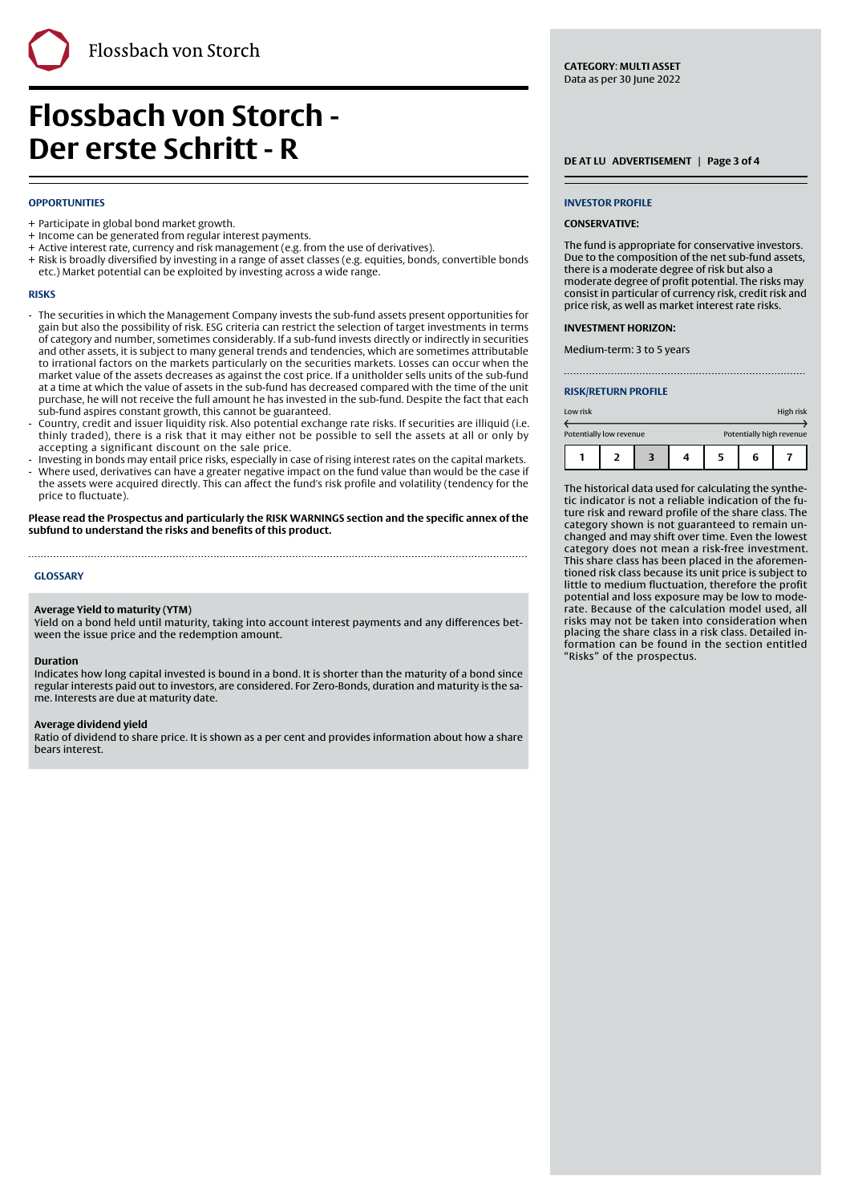# Flossbach von Storch - Der erste Schritt - R

**CATEGORY: MULTI ASSET**
Data as per 30 June 2022

### OPPORTUNITIES

+ Participate in global bond market growth.
+ Income can be generated from regular interest payments.
+ Active interest rate, currency and risk management (e.g. from the use of derivatives).
+ Risk is broadly diversified by investing in a range of asset classes (e.g. equities, bonds, convertible bonds etc.) Market potential can be exploited by investing across a wide range.

### RISKS

- The securities in which the Management Company invests the sub-fund assets present opportunities for gain but also the possibility of risk. ESG criteria can restrict the selection of target investments in terms of category and number, sometimes considerably. If a sub-fund invests directly or indirectly in securities and other assets, it is subject to many general trends and tendencies, which are sometimes attributable to irrational factors on the markets particularly on the securities markets. Losses can occur when the market value of the assets decreases as against the cost price. If a unitholder sells units of the sub-fund at a time at which the value of assets in the sub-fund has decreased compared with the time of the unit purchase, he will not receive the full amount he has invested in the sub-fund. Despite the fact that each sub-fund aspires constant growth, this cannot be guaranteed.
- Country, credit and issuer liquidity risk. Also potential exchange rate risks. If securities are illiquid (i.e. thinly traded), there is a risk that it may either not be possible to sell the assets at all or only by accepting a significant discount on the sale price.
- Investing in bonds may entail price risks, especially in case of rising interest rates on the capital markets.
- Where used, derivatives can have a greater negative impact on the fund value than would be the case if the assets were acquired directly. This can affect the fund's risk profile and volatility (tendency for the price to fluctuate).

**Please read the Prospectus and particularly the RISK WARNINGS section and the specific annex of the subfund to understand the risks and benefits of this product.**

### GLOSSARY

**Average Yield to maturity (YTM)**
Yield on a bond held until maturity, taking into account interest payments and any differences between the issue price and the redemption amount.

**Duration**
Indicates how long capital invested is bound in a bond. It is shorter than the maturity of a bond since regular interests paid out to investors, are considered. For Zero-Bonds, duration and maturity is the same. Interests are due at maturity date.

**Average dividend yield**
Ratio of dividend to share price. It is shown as a per cent and provides information about how a share bears interest.

### INVESTOR PROFILE

**CONSERVATIVE:**

The fund is appropriate for conservative investors. Due to the composition of the net sub-fund assets, there is a moderate degree of risk but also a moderate degree of profit potential. The risks may consist in particular of currency risk, credit risk and price risk, as well as market interest rate risks.

**INVESTMENT HORIZON:**

Medium-term: 3 to 5 years

### RISK/RETURN PROFILE

Low risk ← → High risk
Potentially low revenue — Potentially high revenue

| 1 | 2 | **3** | 4 | 5 | 6 | 7 |
|---|---|---|---|---|---|---|

The historical data used for calculating the synthetic indicator is not a reliable indication of the future risk and reward profile of the share class. The category shown is not guaranteed to remain unchanged and may shift over time. Even the lowest category does not mean a risk-free investment. This share class has been placed in the aforementioned risk class because its unit price is subject to little to medium fluctuation, therefore the profit potential and loss exposure may be low to moderate. Because of the calculation model used, all risks may not be taken into consideration when placing the share class in a risk class. Detailed information can be found in the section entitled "Risks" of the prospectus.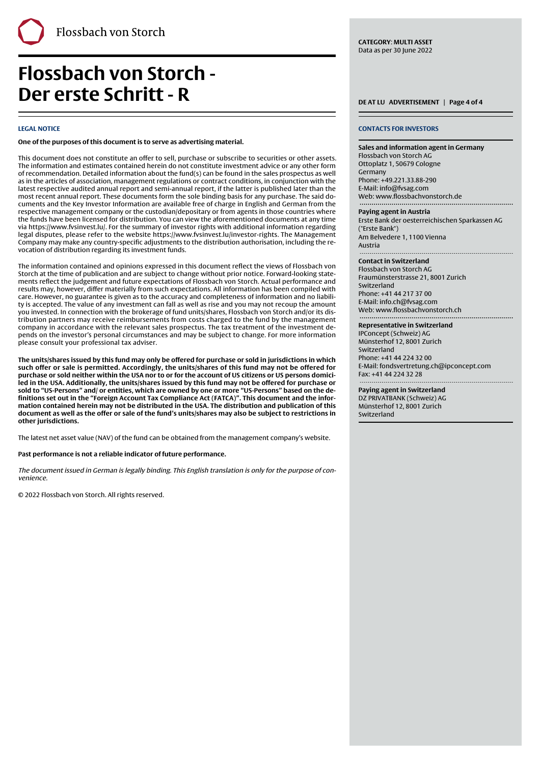# Flossbach von Storch - Der erste Schritt - R

CATEGORY: MULTI ASSET
Data as per 30 June 2022

DE AT LU ADVERTISEMENT

### LEGAL NOTICE

**One of the purposes of this document is to serve as advertising material.**

This document does not constitute an offer to sell, purchase or subscribe to securities or other assets. The information and estimates contained herein do not constitute investment advice or any other form of recommendation. Detailed information about the fund(s) can be found in the sales prospectus as well as in the articles of association, management regulations or contract conditions, in conjunction with the latest respective audited annual report and semi-annual report, if the latter is published later than the most recent annual report. These documents form the sole binding basis for any purchase. The said documents and the Key Investor Information are available free of charge in English and German from the respective management company or the custodian/depositary or from agents in those countries where the funds have been licensed for distribution. You can view the aforementioned documents at any time via https://www.fvsinvest.lu/. For the summary of investor rights with additional information regarding legal disputes, please refer to the website https://www.fvsinvest.lu/investor-rights. The Management Company may make any country-specific adjustments to the distribution authorisation, including the revocation of distribution regarding its investment funds.

The information contained and opinions expressed in this document reflect the views of Flossbach von Storch at the time of publication and are subject to change without prior notice. Forward-looking statements reflect the judgement and future expectations of Flossbach von Storch. Actual performance and results may, however, differ materially from such expectations. All information has been compiled with care. However, no guarantee is given as to the accuracy and completeness of information and no liability is accepted. The value of any investment can fall as well as rise and you may not recoup the amount you invested. In connection with the brokerage of fund units/shares, Flossbach von Storch and/or its distribution partners may receive reimbursements from costs charged to the fund by the management company in accordance with the relevant sales prospectus. The tax treatment of the investment depends on the investor's personal circumstances and may be subject to change. For more information please consult your professional tax adviser.

**The units/shares issued by this fund may only be offered for purchase or sold in jurisdictions in which such offer or sale is permitted. Accordingly, the units/shares of this fund may not be offered for purchase or sold neither within the USA nor to or for the account of US citizens or US persons domiciled in the USA. Additionally, the units/shares issued by this fund may not be offered for purchase or sold to "US-Persons" and/ or entities, which are owned by one or more "US-Persons" based on the definitions set out in the "Foreign Account Tax Compliance Act (FATCA)". This document and the information contained herein may not be distributed in the USA. The distribution and publication of this document as well as the offer or sale of the fund's units/shares may also be subject to restrictions in other jurisdictions.**

The latest net asset value (NAV) of the fund can be obtained from the management company's website.

**Past performance is not a reliable indicator of future performance.**

*The document issued in German is legally binding. This English translation is only for the purpose of convenience.*

© 2022 Flossbach von Storch. All rights reserved.

### CONTACTS FOR INVESTORS

**Sales and information agent in Germany**
Flossbach von Storch AG
Ottoplatz 1, 50679 Cologne
Germany
Phone: +49.221.33.88-290
E-Mail: info@fvsag.com
Web: www.flossbachvonstorch.de

**Paying agent in Austria**
Erste Bank der oesterreichischen Sparkassen AG ("Erste Bank")
Am Belvedere 1, 1100 Vienna
Austria

**Contact in Switzerland**
Flossbach von Storch AG
Fraumünsterstrasse 21, 8001 Zurich
Switzerland
Phone: +41 44 217 37 00
E-Mail: info.ch@fvsag.com
Web: www.flossbachvonstorch.ch

**Representative in Switzerland**
IPConcept (Schweiz) AG
Münsterhof 12, 8001 Zurich
Switzerland
Phone: +41 44 224 32 00
E-Mail: fondsvertretung.ch@ipconcept.com
Fax: +41 44 224 32 28

**Paying agent in Switzerland**
DZ PRIVATBANK (Schweiz) AG
Münsterhof 12, 8001 Zurich
Switzerland